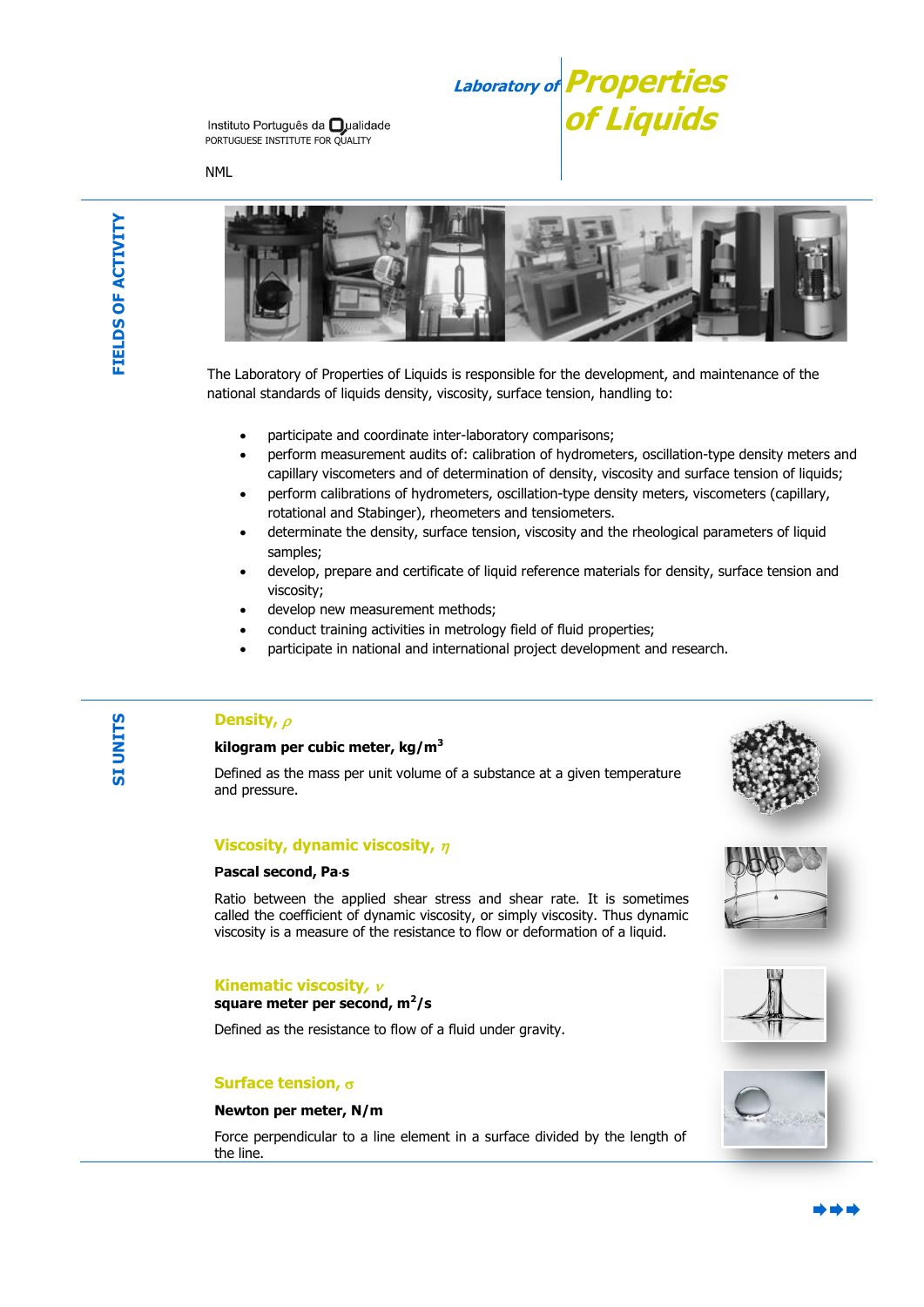Instituto Português da Qualidade
PORTUGUESE INSTITUTE FOR QUALITY

NML

# Laboratory of Properties of Liquids

## FIELDS OF ACTIVITY

The Laboratory of Properties of Liquids is responsible for the development, and maintenance of the national standards of liquids density, viscosity, surface tension, handling to:

- participate and coordinate inter-laboratory comparisons;
- perform measurement audits of: calibration of hydrometers, oscillation-type density meters and capillary viscometers and of determination of density, viscosity and surface tension of liquids;
- perform calibrations of hydrometers, oscillation-type density meters, viscometers (capillary, rotational and Stabinger), rheometers and tensiometers.
- determinate the density, surface tension, viscosity and the rheological parameters of liquid samples;
- develop, prepare and certificate of liquid reference materials for density, surface tension and viscosity;
- develop new measurement methods;
- conduct training activities in metrology field of fluid properties;
- participate in national and international project development and research.

## SI UNITS

### Density, $\rho$

**kilogram per cubic meter, kg/m$^3$**

Defined as the mass per unit volume of a substance at a given temperature and pressure.

### Viscosity, dynamic viscosity, $\eta$

**Pascal second, Pa·s**

Ratio between the applied shear stress and shear rate. It is sometimes called the coefficient of dynamic viscosity, or simply viscosity. Thus dynamic viscosity is a measure of the resistance to flow or deformation of a liquid.

### Kinematic viscosity, $\nu$

**square meter per second, m$^2$/s**

Defined as the resistance to flow of a fluid under gravity.

### Surface tension, $\sigma$

**Newton per meter, N/m**

Force perpendicular to a line element in a surface divided by the length of the line.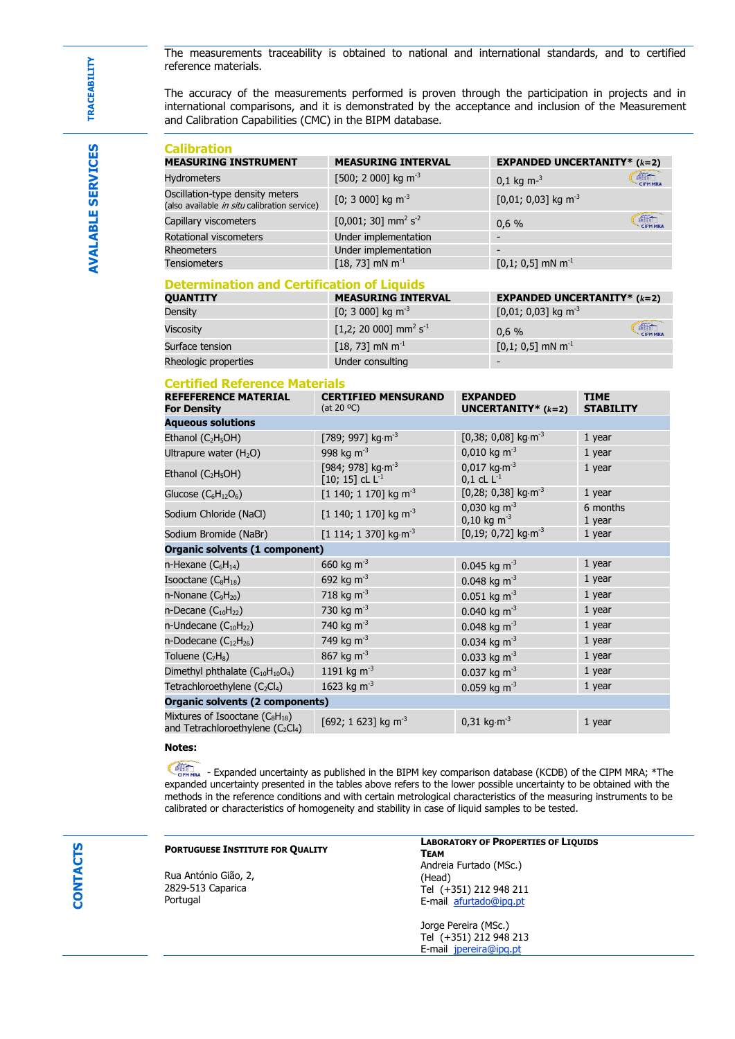## TRACEABILITY

The measurements traceability is obtained to national and international standards, and to certified reference materials.

The accuracy of the measurements performed is proven through the participation in projects and in international comparisons, and it is demonstrated by the acceptance and inclusion of the Measurement and Calibration Capabilities (CMC) in the BIPM database.

## AVALABLE SERVICES

### Calibration

| MEASURING INSTRUMENT | MEASURING INTERVAL | EXPANDED UNCERTAINTY* ($k$=2) |
|---|---|---|
| Hydrometers | [500; 2 000] kg $m^{-3}$ | 0,1 kg $m^{-3}$ (CIPM MRA) |
| Oscillation-type density meters (also available *in situ* calibration service) | [0; 3 000] kg $m^{-3}$ | [0,01; 0,03] kg $m^{-3}$ |
| Capillary viscometers | [0,001; 30] $mm^2$ $s^{-2}$ | 0,6 % (CIPM MRA) |
| Rotational viscometers | Under implementation | - |
| Rheometers | Under implementation | - |
| Tensiometers | [18, 73] mN $m^{-1}$ | [0,1; 0,5] mN $m^{-1}$ |

### Determination and Certification of Liquids

| QUANTITY | MEASURING INTERVAL | EXPANDED UNCERTAINTY* ($k$=2) |
|---|---|---|
| Density | [0; 3 000] kg $m^{-3}$ | [0,01; 0,03] kg $m^{-3}$ |
| Viscosity | [1,2; 20 000] $mm^2$ $s^{-1}$ | 0,6 % (CIPM MRA) |
| Surface tension | [18, 73] mN $m^{-1}$ | [0,1; 0,5] mN $m^{-1}$ |
| Rheologic properties | Under consulting | - |

### Certified Reference Materials

| REFEERENCE MATERIAL For Density | CERTIFIED MENSURAND (at 20 ºC) | EXPANDED UNCERTAINTY* ($k$=2) | TIME STABILITY |
|---|---|---|---|
| **Aqueous solutions** | | | |
| Ethanol ($C_2H_5OH$) | [789; 997] kg·$m^{-3}$ | [0,38; 0,08] kg·$m^{-3}$ | 1 year |
| Ultrapure water ($H_2O$) | 998 kg $m^{-3}$ | 0,010 kg $m^{-3}$ | 1 year |
| Ethanol ($C_2H_5OH$) | [984; 978] kg·$m^{-3}$<br>[10; 15] cL $L^{-1}$ | 0,017 kg·$m^{-3}$<br>0,1 cL $L^{-1}$ | 1 year |
| Glucose ($C_6H_{12}O_6$) | [1 140; 1 170] kg $m^{-3}$ | [0,28; 0,38] kg·$m^{-3}$ | 1 year |
| Sodium Chloride (NaCl) | [1 140; 1 170] kg $m^{-3}$ | 0,030 kg $m^{-3}$<br>0,10 kg $m^{-3}$ | 6 months<br>1 year |
| Sodium Bromide (NaBr) | [1 114; 1 370] kg·$m^{-3}$ | [0,19; 0,72] kg·$m^{-3}$ | 1 year |
| **Organic solvents (1 component)** | | | |
| n-Hexane ($C_6H_{14}$) | 660 kg $m^{-3}$ | 0.045 kg $m^{-3}$ | 1 year |
| Isooctane ($C_8H_{18}$) | 692 kg $m^{-3}$ | 0.048 kg $m^{-3}$ | 1 year |
| n-Nonane ($C_9H_{20}$) | 718 kg $m^{-3}$ | 0.051 kg $m^{-3}$ | 1 year |
| n-Decane ($C_{10}H_{22}$) | 730 kg $m^{-3}$ | 0.040 kg $m^{-3}$ | 1 year |
| n-Undecane ($C_{10}H_{22}$) | 740 kg $m^{-3}$ | 0.048 kg $m^{-3}$ | 1 year |
| n-Dodecane ($C_{12}H_{26}$) | 749 kg $m^{-3}$ | 0.034 kg $m^{-3}$ | 1 year |
| Toluene ($C_7H_8$) | 867 kg $m^{-3}$ | 0.033 kg $m^{-3}$ | 1 year |
| Dimethyl phthalate ($C_{10}H_{10}O_4$) | 1191 kg $m^{-3}$ | 0.037 kg $m^{-3}$ | 1 year |
| Tetrachloroethylene ($C_2Cl_4$) | 1623 kg $m^{-3}$ | 0.059 kg $m^{-3}$ | 1 year |
| **Organic solvents (2 components)** | | | |
| Mixtures of Isooctane ($C_8H_{18}$) and Tetrachloroethylene ($C_2Cl_4$) | [692; 1 623] kg $m^{-3}$ | 0,31 kg·$m^{-3}$ | 1 year |

**Notes:**

(CIPM MRA) - Expanded uncertainty as published in the BIPM key comparison database (KCDB) of the CIPM MRA; *The expanded uncertainty presented in the tables above refers to the lower possible uncertainty to be obtained with the methods in the reference conditions and with certain metrological characteristics of the measuring instruments to be calibrated or characteristics of homogeneity and stability in case of liquid samples to be tested.

## CONTACTS

**PORTUGUESE INSTITUTE FOR QUALITY**

Rua António Gião, 2,
2829-513 Caparica
Portugal

**LABORATORY OF PROPERTIES OF LIQUIDS TEAM**

Andreia Furtado (MSc.)
(Head)
Tel (+351) 212 948 211
E-mail afurtado@ipq.pt

Jorge Pereira (MSc.)
Tel (+351) 212 948 213
E-mail jpereira@ipq.pt